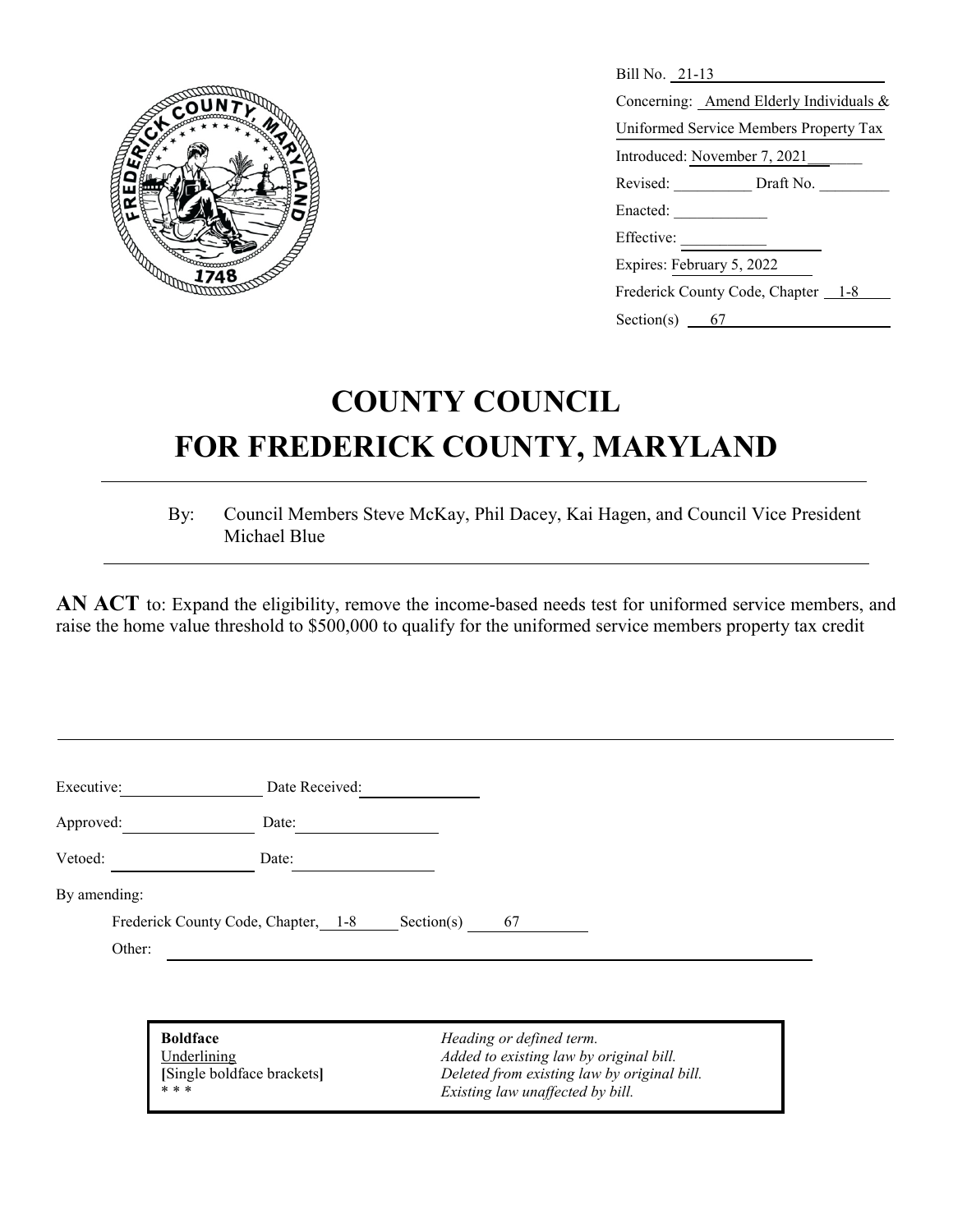Bill No. 21-13

Concerning: Amend Elderly Individuals & Uniformed Service Members Property Tax

Introduced: November 7, 2021

Revised: __________ Draft No. _________

Enacted: ____________

Effective: ____________

Expires: February 5, 2022

Frederick County Code, Chapter 1-8

Section(s) 67

# COUNTY COUNCIL
# FOR FREDERICK COUNTY, MARYLAND

By: Council Members Steve McKay, Phil Dacey, Kai Hagen, and Council Vice President Michael Blue

**AN ACT** to: Expand the eligibility, remove the income-based needs test for uniformed service members, and raise the home value threshold to $500,000 to qualify for the uniformed service members property tax credit

Executive: __________ Date Received: __________

Approved: __________ Date: __________

Vetoed: __________ Date: __________

By amending:

Frederick County Code, Chapter, 1-8 Section(s) 67

Other: __________

| | |
|---|---|
| **Boldface** | *Heading or defined term.* |
| Underlining | *Added to existing law by original bill.* |
| **[**Single boldface brackets**]** | *Deleted from existing law by original bill.* |
| * * * | *Existing law unaffected by bill.* |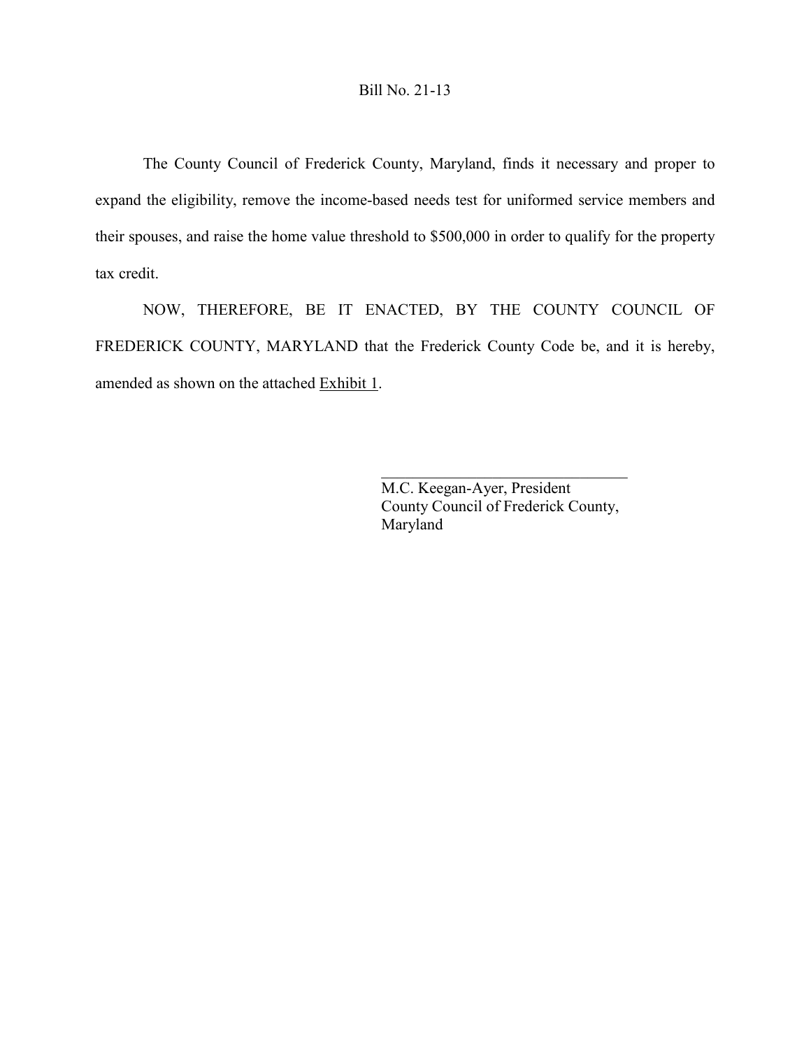Bill No. 21-13

The County Council of Frederick County, Maryland, finds it necessary and proper to expand the eligibility, remove the income-based needs test for uniformed service members and their spouses, and raise the home value threshold to $500,000 in order to qualify for the property tax credit.

NOW, THEREFORE, BE IT ENACTED, BY THE COUNTY COUNCIL OF FREDERICK COUNTY, MARYLAND that the Frederick County Code be, and it is hereby, amended as shown on the attached Exhibit 1.

\_\_\_\_\_\_\_\_\_\_\_\_\_\_\_\_\_\_\_\_\_\_\_\_\_\_\_\_\_\_\_\_

M.C. Keegan-Ayer, President
County Council of Frederick County, Maryland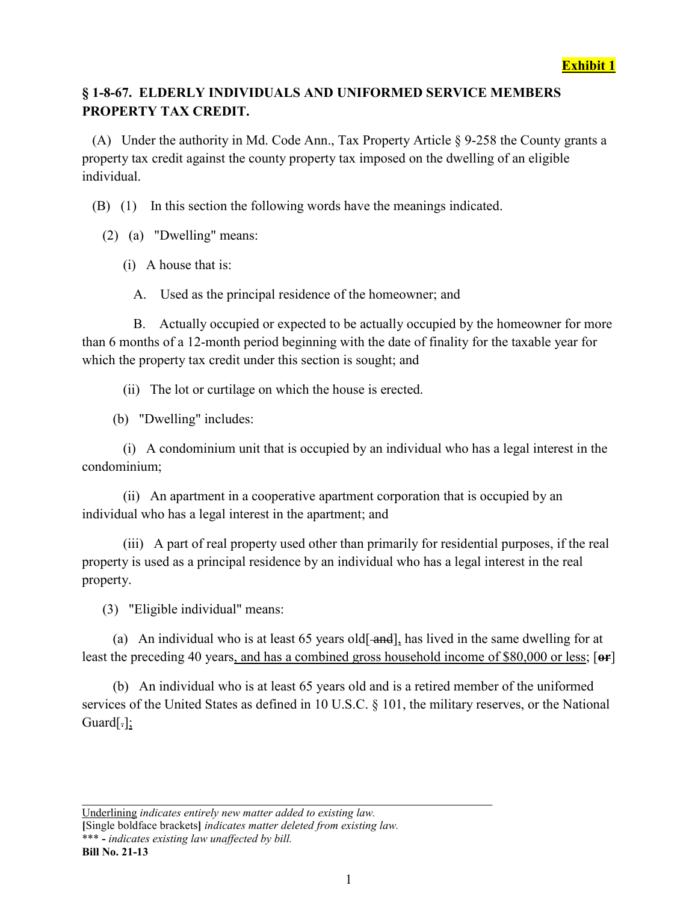**Exhibit 1**

## § 1-8-67. ELDERLY INDIVIDUALS AND UNIFORMED SERVICE MEMBERS PROPERTY TAX CREDIT.

(A) Under the authority in Md. Code Ann., Tax Property Article § 9-258 the County grants a property tax credit against the county property tax imposed on the dwelling of an eligible individual.

(B) (1) In this section the following words have the meanings indicated.

(2) (a) "Dwelling" means:

(i) A house that is:

A. Used as the principal residence of the homeowner; and

B. Actually occupied or expected to be actually occupied by the homeowner for more than 6 months of a 12-month period beginning with the date of finality for the taxable year for which the property tax credit under this section is sought; and

(ii) The lot or curtilage on which the house is erected.

(b) "Dwelling" includes:

(i) A condominium unit that is occupied by an individual who has a legal interest in the condominium;

(ii) An apartment in a cooperative apartment corporation that is occupied by an individual who has a legal interest in the apartment; and

(iii) A part of real property used other than primarily for residential purposes, if the real property is used as a principal residence by an individual who has a legal interest in the real property.

(3) "Eligible individual" means:

(a) An individual who is at least 65 years old[~~ and~~]<u>,</u> has lived in the same dwelling for at least the preceding 40 years<u>, and has a combined gross household income of $80,000 or less</u>; [**~~or~~**]

(b) An individual who is at least 65 years old and is a retired member of the uniformed services of the United States as defined in 10 U.S.C. § 101, the military reserves, or the National Guard[~~.~~]<u>;</u>

---

<u>Underlining</u> *indicates entirely new matter added to existing law.*
**[**Single boldface brackets**]** *indicates matter deleted from existing law.*
\*\*\* **-** *indicates existing law unaffected by bill.*
**Bill No. 21-13**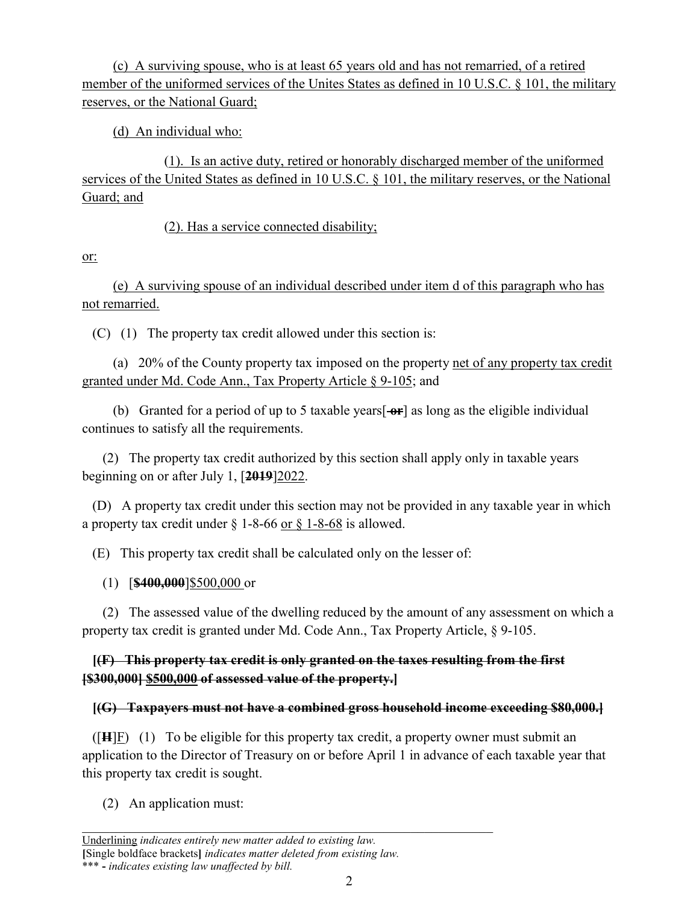(c) A surviving spouse, who is at least 65 years old and has not remarried, of a retired member of the uniformed services of the Unites States as defined in 10 U.S.C. § 101, the military reserves, or the National Guard;

(d) An individual who:

(1). Is an active duty, retired or honorably discharged member of the uniformed services of the United States as defined in 10 U.S.C. § 101, the military reserves, or the National Guard; and

(2). Has a service connected disability;

or:

(e) A surviving spouse of an individual described under item d of this paragraph who has not remarried.

(C) (1) The property tax credit allowed under this section is:

(a) 20% of the County property tax imposed on the property net of any property tax credit granted under Md. Code Ann., Tax Property Article § 9-105; and

(b) Granted for a period of up to 5 taxable years[ ~~or~~] as long as the eligible individual continues to satisfy all the requirements.

(2) The property tax credit authorized by this section shall apply only in taxable years beginning on or after July 1, [**~~2019~~**]2022.

(D) A property tax credit under this section may not be provided in any taxable year in which a property tax credit under § 1-8-66 or § 1-8-68 is allowed.

(E) This property tax credit shall be calculated only on the lesser of:

(1) [**~~$400,000~~**]$500,000 or

(2) The assessed value of the dwelling reduced by the amount of any assessment on which a property tax credit is granted under Md. Code Ann., Tax Property Article, § 9-105.

**[~~(F) This property tax credit is only granted on the taxes resulting from the first [$300,000] $500,000 of assessed value of the property.~~]**

**[~~(G) Taxpayers must not have a combined gross household income exceeding $80,000.~~]**

([**~~H~~**]F) (1) To be eligible for this property tax credit, a property owner must submit an application to the Director of Treasury on or before April 1 in advance of each taxable year that this property tax credit is sought.

(2) An application must:

---

Underlining *indicates entirely new matter added to existing law.*
**[**Single boldface brackets**]** *indicates matter deleted from existing law.*
\*\*\* **-** *indicates existing law unaffected by bill.*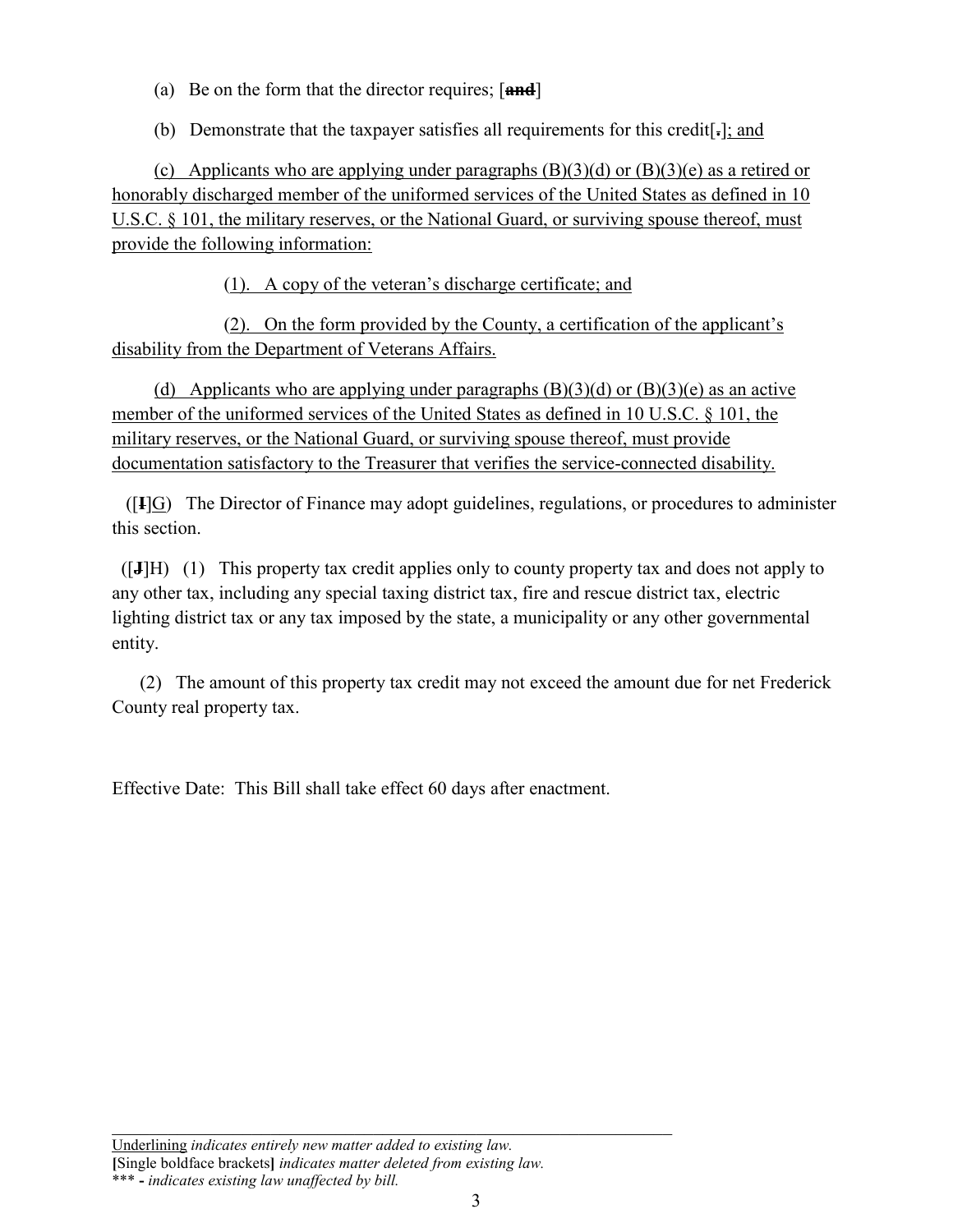(a) Be on the form that the director requires; [**~~and~~**]

(b) Demonstrate that the taxpayer satisfies all requirements for this credit[**~~.~~**]; and

<u>(c) Applicants who are applying under paragraphs (B)(3)(d) or (B)(3)(e) as a retired or honorably discharged member of the uniformed services of the United States as defined in 10 U.S.C. § 101, the military reserves, or the National Guard, or surviving spouse thereof, must provide the following information:</u>

<u>(1). A copy of the veteran's discharge certificate; and</u>

<u>(2). On the form provided by the County, a certification of the applicant's disability from the Department of Veterans Affairs.</u>

<u>(d) Applicants who are applying under paragraphs (B)(3)(d) or (B)(3)(e) as an active member of the uniformed services of the United States as defined in 10 U.S.C. § 101, the military reserves, or the National Guard, or surviving spouse thereof, must provide documentation satisfactory to the Treasurer that verifies the service-connected disability.</u>

([**~~I~~**]<u>G</u>) The Director of Finance may adopt guidelines, regulations, or procedures to administer this section.

([**~~J~~**]H) (1) This property tax credit applies only to county property tax and does not apply to any other tax, including any special taxing district tax, fire and rescue district tax, electric lighting district tax or any tax imposed by the state, a municipality or any other governmental entity.

(2) The amount of this property tax credit may not exceed the amount due for net Frederick County real property tax.

Effective Date: This Bill shall take effect 60 days after enactment.

---

<u>Underlining</u> *indicates entirely new matter added to existing law.*
**[**Single boldface brackets**]** *indicates matter deleted from existing law.*
\*\*\* **-** *indicates existing law unaffected by bill.*